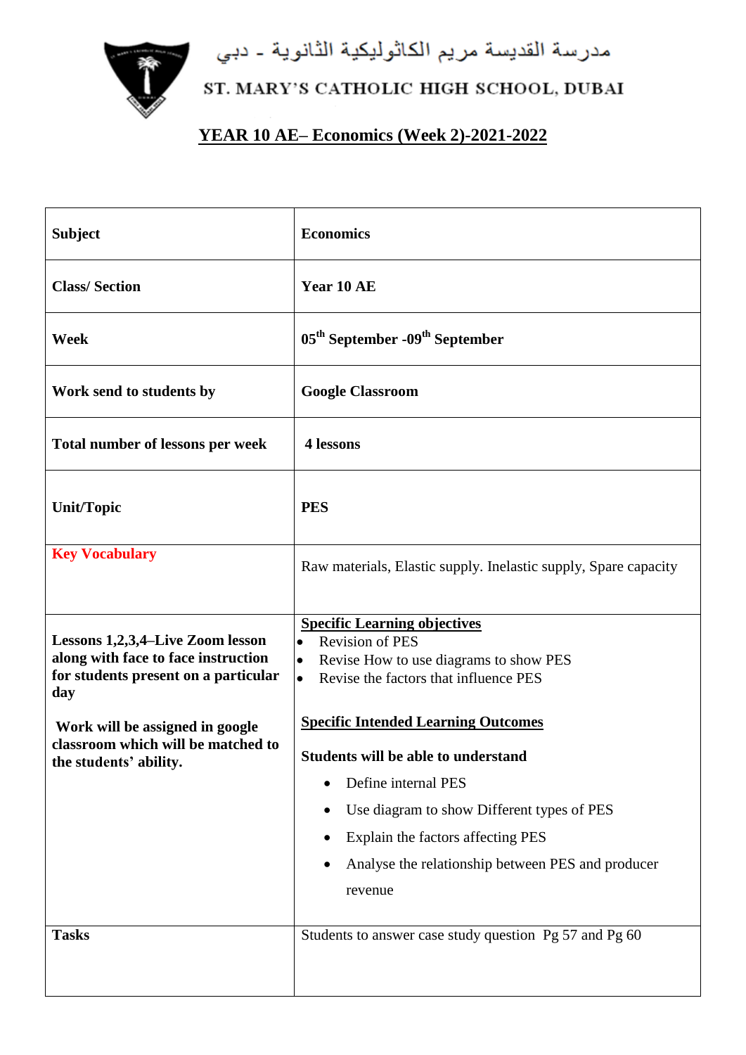مدرسة القديسة مريم الكاثوليكية الثانوية - دبي

ST. MARY'S CATHOLIC HIGH SCHOOL, DUBAI

# YEAR 10 AE– Economics (Week 2)-2021-2022

| **Subject** | **Economics** |
|---|---|
| **Class/ Section** | **Year 10 AE** |
| **Week** | **05th September -09th September** |
| **Work send to students by** | **Google Classroom** |
| **Total number of lessons per week** | **4 lessons** |
| **Unit/Topic** | **PES** |
| **Key Vocabulary** | Raw materials, Elastic supply. Inelastic supply, Spare capacity |
| **Lessons 1,2,3,4–Live Zoom lesson along with face to face instruction for students present on a particular day**<br><br>**Work will be assigned in google classroom which will be matched to the students' ability.** | **Specific Learning objectives**<br>• Revision of PES<br>• Revise How to use diagrams to show PES<br>• Revise the factors that influence PES<br><br>**Specific Intended Learning Outcomes**<br><br>**Students will be able to understand**<br>• Define internal PES<br>• Use diagram to show Different types of PES<br>• Explain the factors affecting PES<br>• Analyse the relationship between PES and producer revenue |
| **Tasks** | Students to answer case study question Pg 57 and Pg 60 |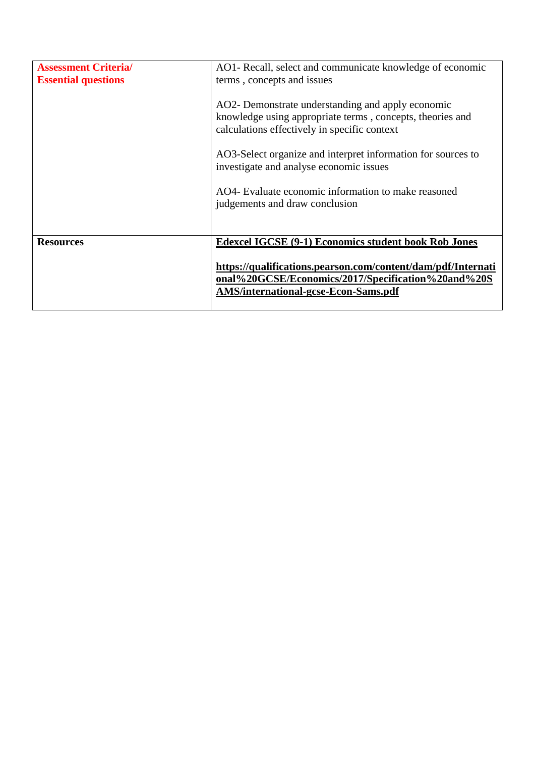| | |
|---|---|
| **Assessment Criteria/ Essential questions** | AO1- Recall, select and communicate knowledge of economic terms , concepts and issues<br><br>AO2- Demonstrate understanding and apply economic knowledge using appropriate terms , concepts, theories and calculations effectively in specific context<br><br>AO3-Select organize and interpret information for sources to investigate and analyse economic issues<br><br>AO4- Evaluate economic information to make reasoned judgements and draw conclusion |
| **Resources** | **Edexcel IGCSE (9-1) Economics student book Rob Jones**<br><br>**https://qualifications.pearson.com/content/dam/pdf/International%20GCSE/Economics/2017/Specification%20and%20SAMS/international-gcse-Econ-Sams.pdf** |